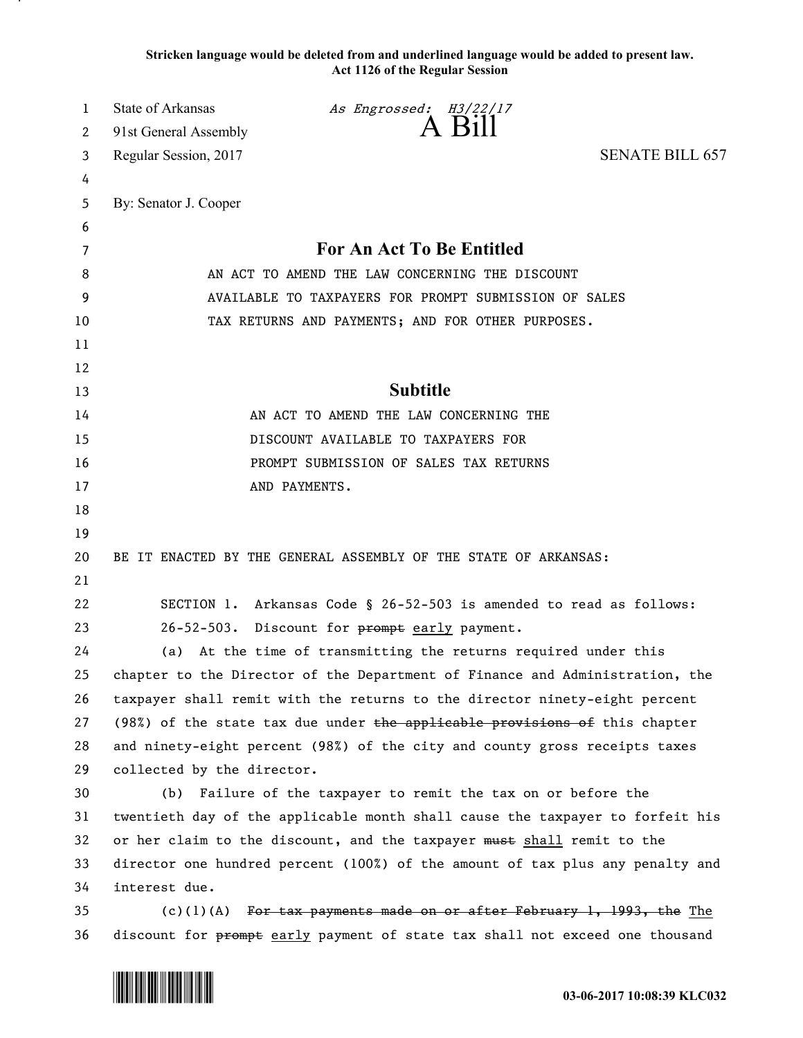**Stricken language would be deleted from and underlined language would be added to present law.**
**Act 1126 of the Regular Session**

State of Arkansas *As Engrossed: H3/22/17*
91st General Assembly **A Bill**
Regular Session, 2017 SENATE BILL 657

By: Senator J. Cooper

## For An Act To Be Entitled

AN ACT TO AMEND THE LAW CONCERNING THE DISCOUNT AVAILABLE TO TAXPAYERS FOR PROMPT SUBMISSION OF SALES TAX RETURNS AND PAYMENTS; AND FOR OTHER PURPOSES.

## Subtitle

AN ACT TO AMEND THE LAW CONCERNING THE DISCOUNT AVAILABLE TO TAXPAYERS FOR PROMPT SUBMISSION OF SALES TAX RETURNS AND PAYMENTS.

BE IT ENACTED BY THE GENERAL ASSEMBLY OF THE STATE OF ARKANSAS:

SECTION 1. Arkansas Code § 26-52-503 is amended to read as follows:

26-52-503. Discount for ~~prompt~~ <u>early</u> payment.

(a) At the time of transmitting the returns required under this chapter to the Director of the Department of Finance and Administration, the taxpayer shall remit with the returns to the director ninety-eight percent (98%) of the state tax due under ~~the applicable provisions of~~ this chapter and ninety-eight percent (98%) of the city and county gross receipts taxes collected by the director.

(b) Failure of the taxpayer to remit the tax on or before the twentieth day of the applicable month shall cause the taxpayer to forfeit his or her claim to the discount, and the taxpayer ~~must~~ <u>shall</u> remit to the director one hundred percent (100%) of the amount of tax plus any penalty and interest due.

(c)(1)(A) ~~For tax payments made on or after February 1, 1993, the~~ <u>The</u> discount for ~~prompt~~ <u>early</u> payment of state tax shall not exceed one thousand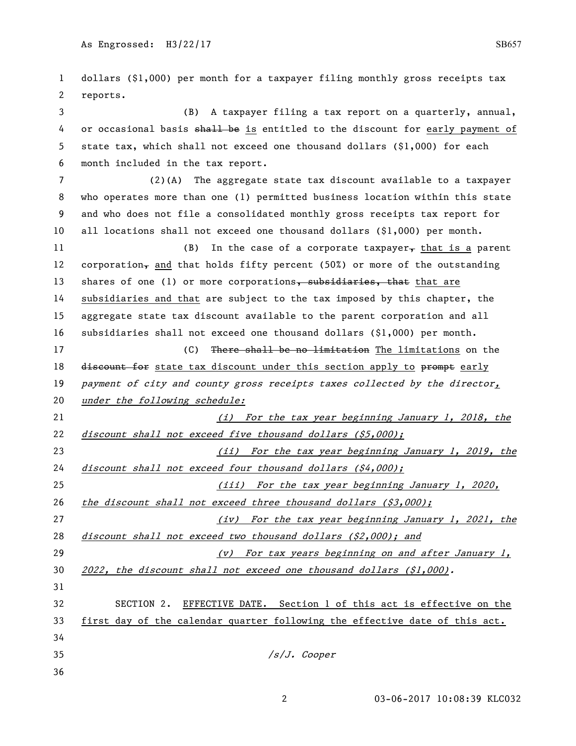dollars ($1,000) per month for a taxpayer filing monthly gross receipts tax reports.

(B) A taxpayer filing a tax report on a quarterly, annual, or occasional basis ~~shall be~~ <u>is</u> entitled to the discount for <u>early payment of</u> state tax, which shall not exceed one thousand dollars ($1,000) for each month included in the tax report.

(2)(A) The aggregate state tax discount available to a taxpayer who operates more than one (1) permitted business location within this state and who does not file a consolidated monthly gross receipts tax report for all locations shall not exceed one thousand dollars ($1,000) per month.

(B) In the case of a corporate taxpayer~~,~~ <u>that is a</u> parent corporation~~,~~ <u>and</u> that holds fifty percent (50%) or more of the outstanding shares of one (1) or more corporations~~, subsidiaries, that~~ <u>that are subsidiaries and that</u> are subject to the tax imposed by this chapter, the aggregate state tax discount available to the parent corporation and all subsidiaries shall not exceed one thousand dollars ($1,000) per month.

(C) ~~There shall be no limitation~~ <u>The limitations</u> on the ~~discount for~~ <u>state tax discount under this section apply to</u> ~~prompt~~ <u>early</u> payment of city and county gross receipts taxes collected by the director<u>, under the following schedule:</u>

<u>*(i) For the tax year beginning January 1, 2018, the discount shall not exceed five thousand dollars ($5,000);*</u>

<u>*(ii) For the tax year beginning January 1, 2019, the discount shall not exceed four thousand dollars ($4,000);*</u>

<u>*(iii) For the tax year beginning January 1, 2020, the discount shall not exceed three thousand dollars ($3,000);*</u>

<u>*(iv) For the tax year beginning January 1, 2021, the discount shall not exceed two thousand dollars ($2,000); and*</u>

<u>*(v) For tax years beginning on and after January 1, 2022, the discount shall not exceed one thousand dollars ($1,000).*</u>

SECTION 2. <u>EFFECTIVE DATE. Section 1 of this act is effective on the first day of the calendar quarter following the effective date of this act.</u>

*/s/J. Cooper*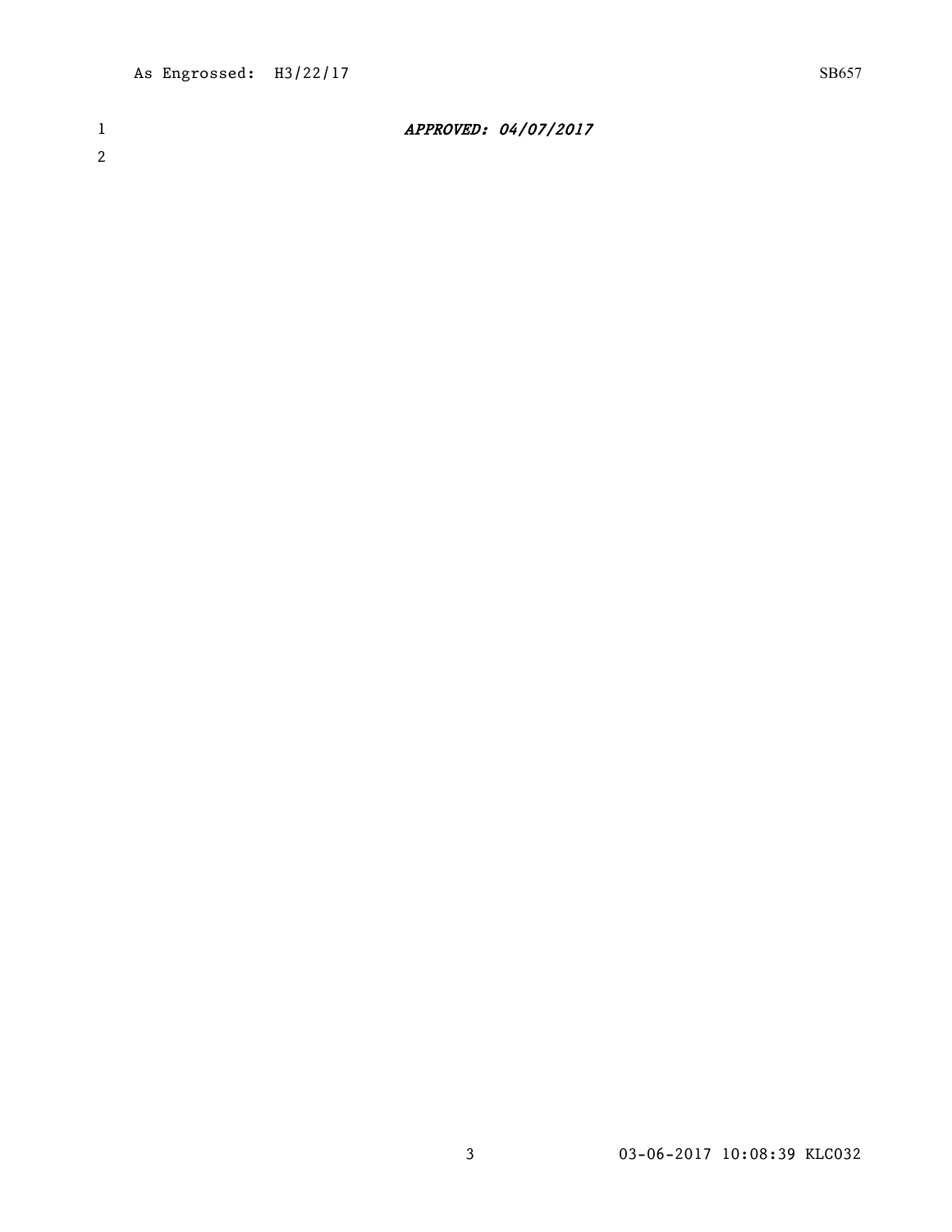*APPROVED: 04/07/2017*